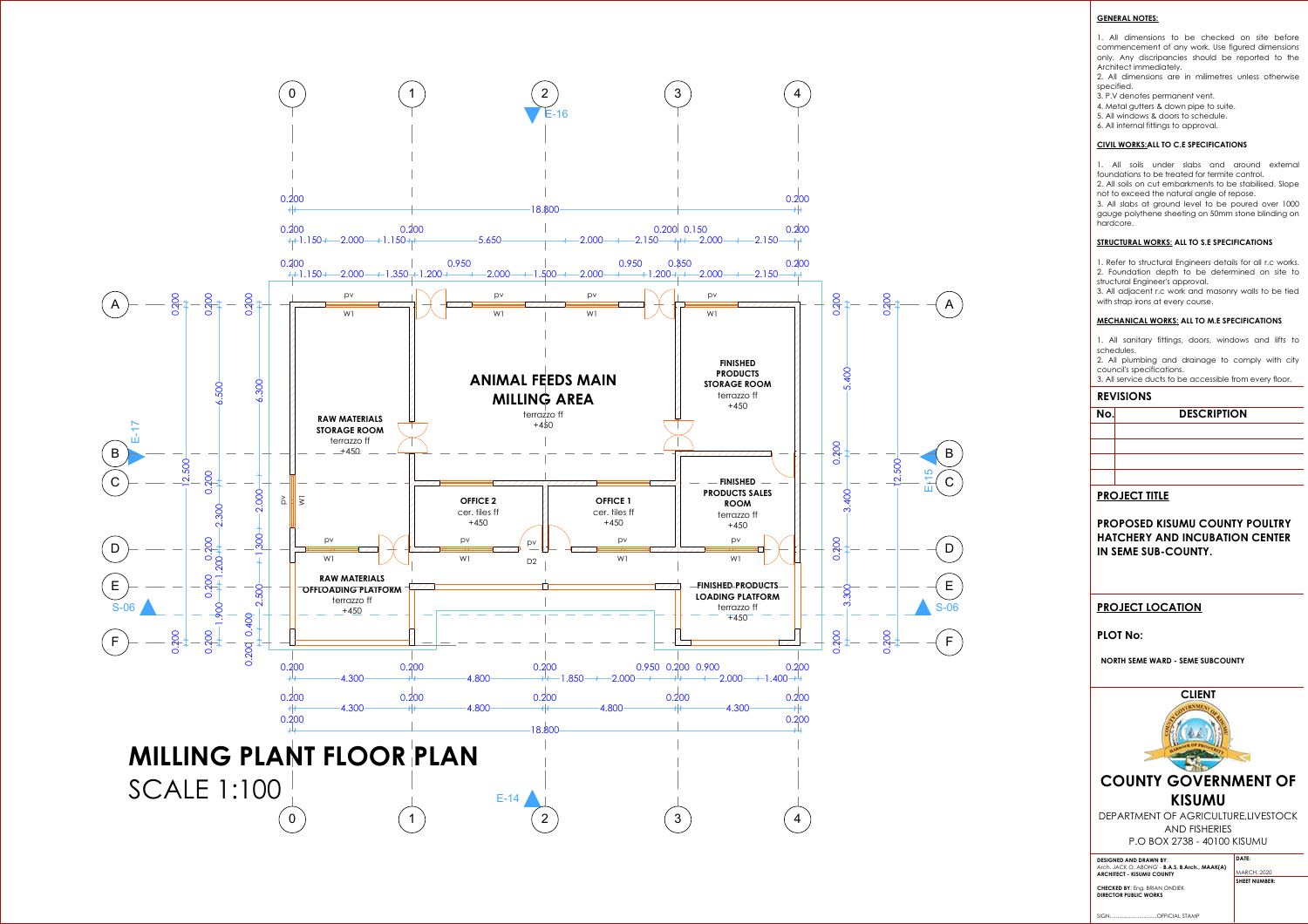# MILLING PLANT FLOOR PLAN

SCALE 1:100

Room labels:

- ANIMAL FEEDS MAIN MILLING AREA — terrazzo ff +450
- RAW MATERIALS STORAGE ROOM — terrazzo ff +450
- FINISHED PRODUCTS STORAGE ROOM — terrazzo ff +450
- OFFICE 2 — cer. tiles ff +450
- OFFICE 1 — cer. tiles ff +450
- FINISHED PRODUCTS SALES ROOM — terrazzo ff +450
- RAW MATERIALS OFFLOADING PLATFORM — terrazzo ff +450
- FINISHED PRODUCTS LOADING PLATFORM — terrazzo ff +450

## GENERAL NOTES:

1. All dimensions to be checked on site before commencement of any work. Use figured dimensions only. Any discripancies should be reported to the Architect immediately.
2. All dimensions are in milimetres unless otherwise specified.
3. P.V denotes permanent vent.
4. Metal gutters & down pipe to suite.
5. All windows & doors to schedule.
6. All internal fittings to approval.

## CIVIL WORKS: ALL TO C.E SPECIFICATIONS

1. All soils under slabs and around external foundations to be treated for termite control.
2. All soils on cut embarkments to be stabilised. Slope not to exceed the natural angle of repose.
3. All slabs at ground level to be poured over 1000 gauge polythene sheeting on 50mm stone blinding on hardcore.

## STRUCTURAL WORKS: ALL TO S.E SPECIFICATIONS

1. Refer to structural Engineers details for all r.c works.
2. Foundation depth to be determined on site to structural Engineer's approval.
3. All adjacent r.c work and masonry walls to be tied with strap irons at every course.

## MECHANICAL WORKS: ALL TO M.E SPECIFICATIONS

1. All sanitary fittings, doors, windows and lifts to schedules.
2. All plumbing and drainage to comply with city council's specifications.
3. All service ducts to be accessible from every floor.

## REVISIONS

| No. | DESCRIPTION |
|---|---|
| | |
| | |
| | |
| | |

## PROJECT TITLE

**PROPOSED KISUMU COUNTY POULTRY HATCHERY AND INCUBATION CENTER IN SEME SUB-COUNTY.**

## PROJECT LOCATION

**PLOT No:**

**NORTH SEME WARD - SEME SUBCOUNTY**

## CLIENT

**COUNTY GOVERNMENT OF KISUMU**

DEPARTMENT OF AGRICULTURE,LIVESTOCK AND FISHERIES

P.O BOX 2738 - 40100 KISUMU

**DESIGNED AND DRAWN BY:** Arch. JACK O. ABONG' - **B.A.S, B.Arch., MAAK(A)**
**ARCHITECT - KISUMU COUNTY**

**DATE:** MARCH, 2020

**CHECKED BY**: Eng. BRIAN ONDIEK
**DIRECTOR PUBLIC WORKS**

**SHEET NUMBER:**

SIGN..........................OFFICIAL STAMP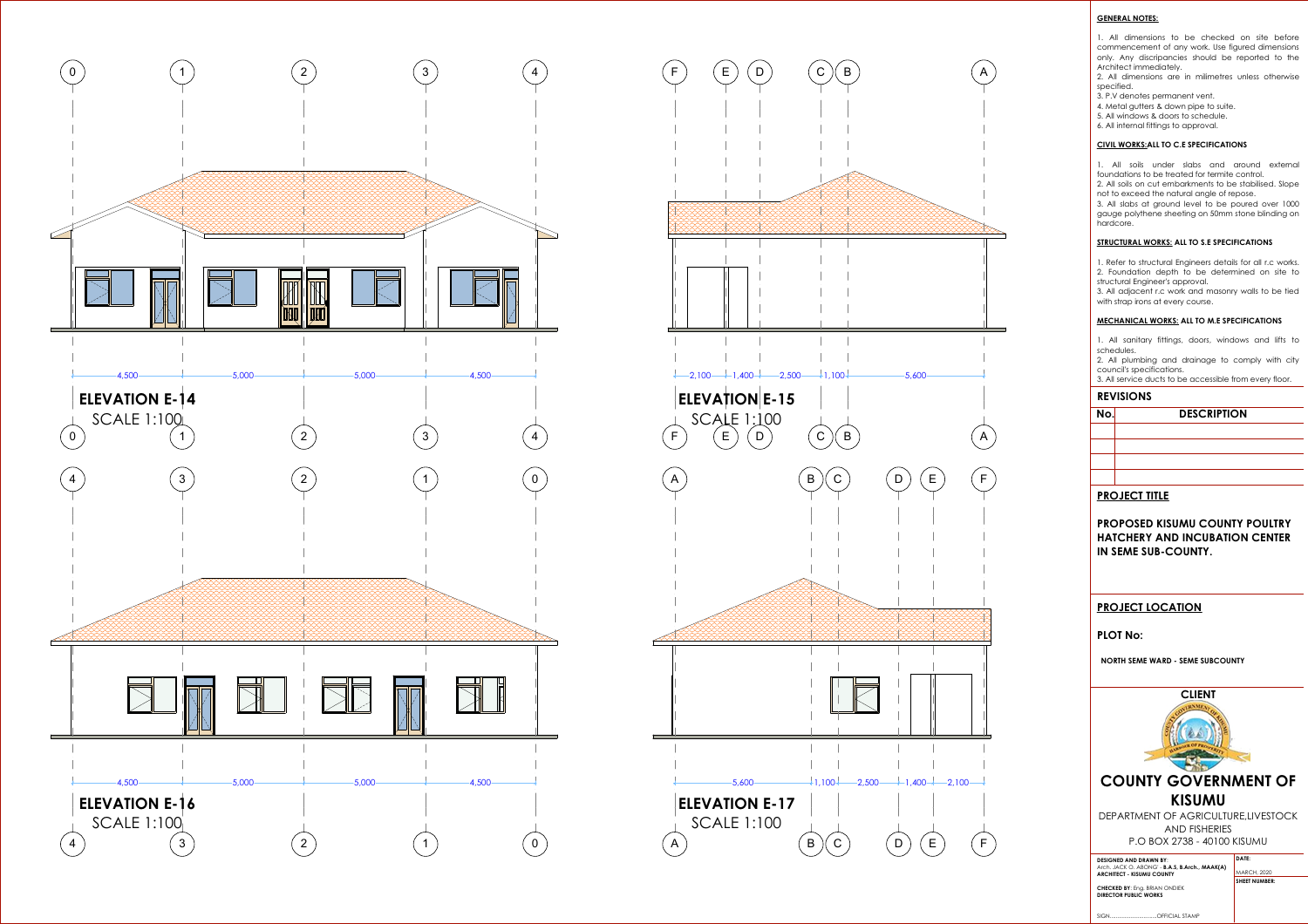## ELEVATION E-14

SCALE 1:100

4,500 — 5,000 — 5,000 — 4,500

Grid: 0, 1, 2, 3, 4

## ELEVATION E-15

SCALE 1:100

2,100 — 1,400 — 2,500 — 1,100 — 5,600

Grid: F, E, D, C, B, A

## ELEVATION E-16

SCALE 1:100

4,500 — 5,000 — 5,000 — 4,500

Grid: 4, 3, 2, 1, 0

## ELEVATION E-17

SCALE 1:100

5,600 — 1,100 — 2,500 — 1,400 — 2,100

Grid: A, B, C, D, E, F

**GENERAL NOTES:**

1. All dimensions to be checked on site before commencement of any work. Use figured dimensions only. Any discripancies should be reported to the Architect immediately.
2. All dimensions are in milimetres unless otherwise specified.
3. P.V denotes permanent vent.
4. Metal gutters & down pipe to suite.
5. All windows & doors to schedule.
6. All internal fittings to approval.

**CIVIL WORKS: ALL TO C.E SPECIFICATIONS**

1. All soils under slabs and around external foundations to be treated for termite control.
2. All soils on cut embarkments to be stabilised. Slope not to exceed the natural angle of repose.
3. All slabs at ground level to be poured over 1000 gauge polythene sheeting on 50mm stone blinding on hardcore.

**STRUCTURAL WORKS: ALL TO S.E SPECIFICATIONS**

1. Refer to structural Engineers details for all r.c works.
2. Foundation depth to be determined on site to structural Engineer's approval.
3. All adjacent r.c work and masonry walls to be tied with strap irons at every course.

**MECHANICAL WORKS: ALL TO M.E SPECIFICATIONS**

1. All sanitary fittings, doors, windows and lifts to schedules.
2. All plumbing and drainage to comply with city council's specifications.
3. All service ducts to be accessible from every floor.

**REVISIONS**

| No. | DESCRIPTION |
|---|---|
| | |
| | |
| | |
| | |

**PROJECT TITLE**

**PROPOSED KISUMU COUNTY POULTRY HATCHERY AND INCUBATION CENTER IN SEME SUB-COUNTY.**

**PROJECT LOCATION**

**PLOT No:**

**NORTH SEME WARD - SEME SUBCOUNTY**

**CLIENT**

**COUNTY GOVERNMENT OF KISUMU**

DEPARTMENT OF AGRICULTURE,LIVESTOCK AND FISHERIES

P.O BOX 2738 - 40100 KISUMU

**DESIGNED AND DRAWN BY:** Arch. JACK O. ABONG' - **B.A.S, B.Arch., MAAK(A)**
**ARCHITECT - KISUMU COUNTY**

**DATE:** MARCH, 2020

**SHEET NUMBER:**

**CHECKED BY:** Eng. BRIAN ONDIEK
**DIRECTOR PUBLIC WORKS**

SIGN:............................OFFICIAL STAMP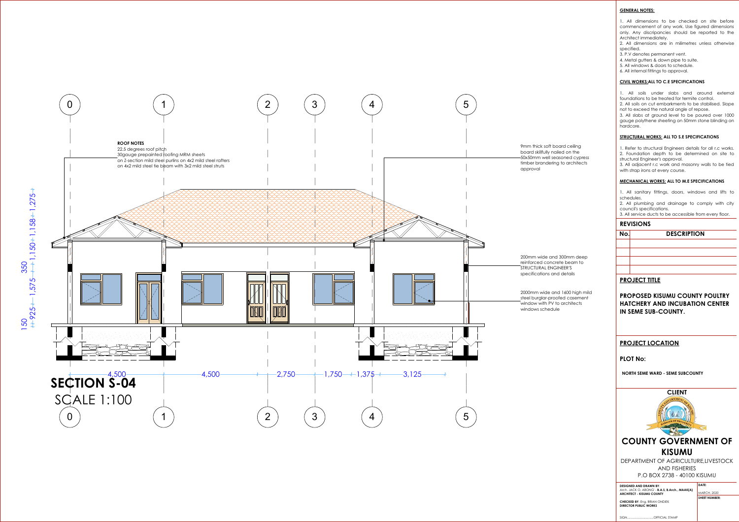ROOF NOTES
22.5 degrees roof pitch
30gauge prepainted roofing MRM sheets
on Z-section mild steel purlins on 4x2 mild steel rafters
on 4x2 mild steel tie beam with 3x2 mild steel struts

9mm thick soft board ceiling board skillfully nailed on the 50x50mm well seasoned cypress timber brandering to architects approval

200mm wide and 300mm deep reinforced concrete beam to STRUCTURAL ENGINEER'S specifications and details

2000mm wide and 1600 high mild steel burglar-proofed casement window with PV to architects windows schedule

0 1 2 3 4 5

150 925 1,575 350 1,150 1,158 1,275

4,500 4,500 2,750 1,750 1,375 3,125

# SECTION S-04

SCALE 1:100

## GENERAL NOTES:

1. All dimensions to be checked on site before commencement of any work. Use figured dimensions only. Any discripancies should be reported to the Architect immediately.
2. All dimensions are in milimetres unless otherwise specified.
3. P.V denotes permanent vent.
4. Metal gutters & down pipe to suite.
5. All windows & doors to schedule.
6. All internal fittings to approval.

## CIVIL WORKS: ALL TO C.E SPECIFICATIONS

1. All soils under slabs and around external foundations to be treated for termite control.
2. All soils on cut embarkments to be stabilised. Slope not to exceed the natural angle of repose.
3. All slabs at ground level to be poured over 1000 gauge polythene sheeting on 50mm stone blinding on hardcore.

## STRUCTURAL WORKS: ALL TO S.E SPECIFICATIONS

1. Refer to structural Engineers details for all r.c works.
2. Foundation depth to be determined on site to structural Engineer's approval.
3. All adjacent r.c work and masonry walls to be tied with strap irons at every course.

## MECHANICAL WORKS: ALL TO M.E SPECIFICATIONS

1. All sanitary fittings, doors, windows and lifts to schedules.
2. All plumbing and drainage to comply with city council's specifications.
3. All service ducts to be accessible from every floor.

## REVISIONS

| No. | DESCRIPTION |
|---|---|
| | |
| | |
| | |
| | |

## PROJECT TITLE

**PROPOSED KISUMU COUNTY POULTRY HATCHERY AND INCUBATION CENTER IN SEME SUB-COUNTY.**

## PROJECT LOCATION

**PLOT No:**

**NORTH SEME WARD - SEME SUBCOUNTY**

## CLIENT

# COUNTY GOVERNMENT OF KISUMU

DEPARTMENT OF AGRICULTURE,LIVESTOCK AND FISHERIES
P.O BOX 2738 - 40100 KISUMU

**DESIGNED AND DRAWN BY:**
Arch. JACK O. ABONG' - **B.A.S, B.Arch., MAAK(A)**
**ARCHITECT - KISUMU COUNTY**

**CHECKED BY:** Eng. BRIAN ONDIEK
**DIRECTOR PUBLIC WORKS**

SIGN............................OFFICIAL STAMP

**DATE:**
MARCH, 2020

**SHEET NUMBER:**